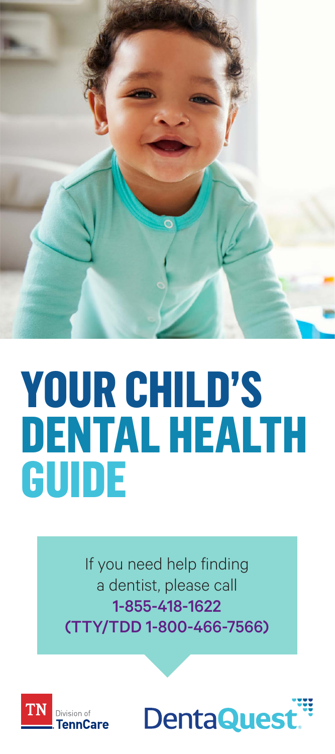# YOUR CHILD'S DENTAL HEALTH GUIDE

If you need help finding a dentist, please call **1-855-418-1622 (TTY/TDD 1-800-466-7566)**

TN Division of TennCare

DentaQuest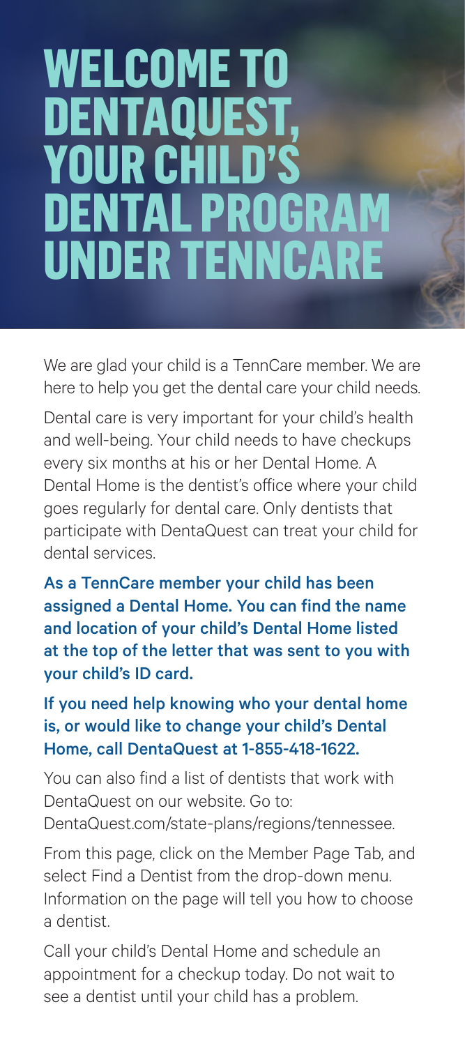# WELCOME TO DENTAQUEST, YOUR CHILD'S DENTAL PROGRAM UNDER TENNCARE

We are glad your child is a TennCare member. We are here to help you get the dental care your child needs.

Dental care is very important for your child's health and well-being. Your child needs to have checkups every six months at his or her Dental Home. A Dental Home is the dentist's office where your child goes regularly for dental care. Only dentists that participate with DentaQuest can treat your child for dental services.

**As a TennCare member your child has been assigned a Dental Home. You can find the name and location of your child's Dental Home listed at the top of the letter that was sent to you with your child's ID card.**

**If you need help knowing who your dental home is, or would like to change your child's Dental Home, call DentaQuest at 1-855-418-1622.**

You can also find a list of dentists that work with DentaQuest on our website. Go to: DentaQuest.com/state-plans/regions/tennessee.

From this page, click on the Member Page Tab, and select Find a Dentist from the drop-down menu. Information on the page will tell you how to choose a dentist.

Call your child's Dental Home and schedule an appointment for a checkup today. Do not wait to see a dentist until your child has a problem.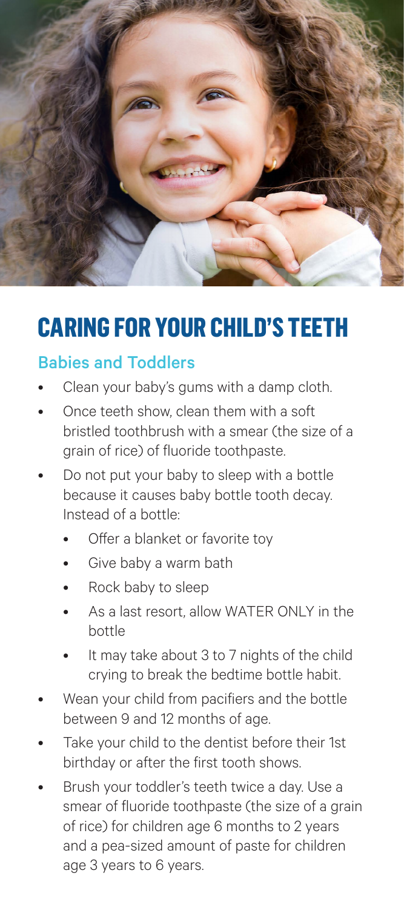# CARING FOR YOUR CHILD'S TEETH

## Babies and Toddlers

- Clean your baby's gums with a damp cloth.
- Once teeth show, clean them with a soft bristled toothbrush with a smear (the size of a grain of rice) of fluoride toothpaste.
- Do not put your baby to sleep with a bottle because it causes baby bottle tooth decay. Instead of a bottle:
    - Offer a blanket or favorite toy
    - Give baby a warm bath
    - Rock baby to sleep
    - As a last resort, allow WATER ONLY in the bottle
    - It may take about 3 to 7 nights of the child crying to break the bedtime bottle habit.
- Wean your child from pacifiers and the bottle between 9 and 12 months of age.
- Take your child to the dentist before their 1st birthday or after the first tooth shows.
- Brush your toddler's teeth twice a day. Use a smear of fluoride toothpaste (the size of a grain of rice) for children age 6 months to 2 years and a pea-sized amount of paste for children age 3 years to 6 years.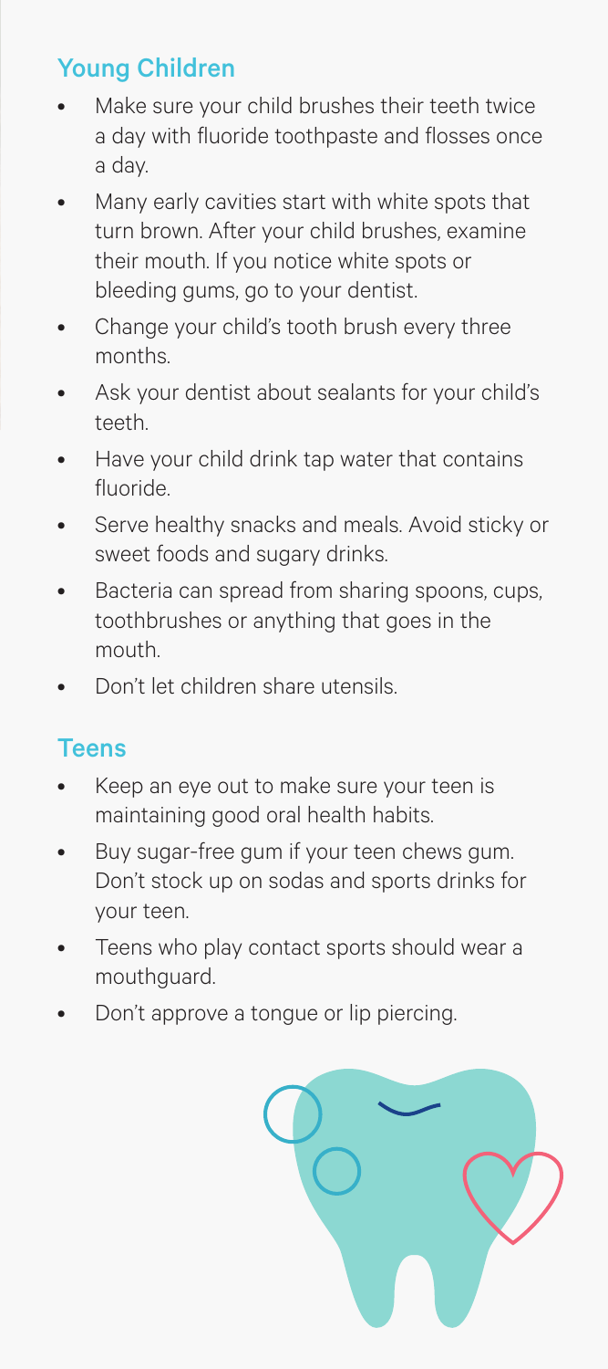## Young Children

- Make sure your child brushes their teeth twice a day with fluoride toothpaste and flosses once a day.
- Many early cavities start with white spots that turn brown. After your child brushes, examine their mouth. If you notice white spots or bleeding gums, go to your dentist.
- Change your child's tooth brush every three months.
- Ask your dentist about sealants for your child's teeth.
- Have your child drink tap water that contains fluoride.
- Serve healthy snacks and meals. Avoid sticky or sweet foods and sugary drinks.
- Bacteria can spread from sharing spoons, cups, toothbrushes or anything that goes in the mouth.
- Don't let children share utensils.

## Teens

- Keep an eye out to make sure your teen is maintaining good oral health habits.
- Buy sugar-free gum if your teen chews gum. Don't stock up on sodas and sports drinks for your teen.
- Teens who play contact sports should wear a mouthguard.
- Don't approve a tongue or lip piercing.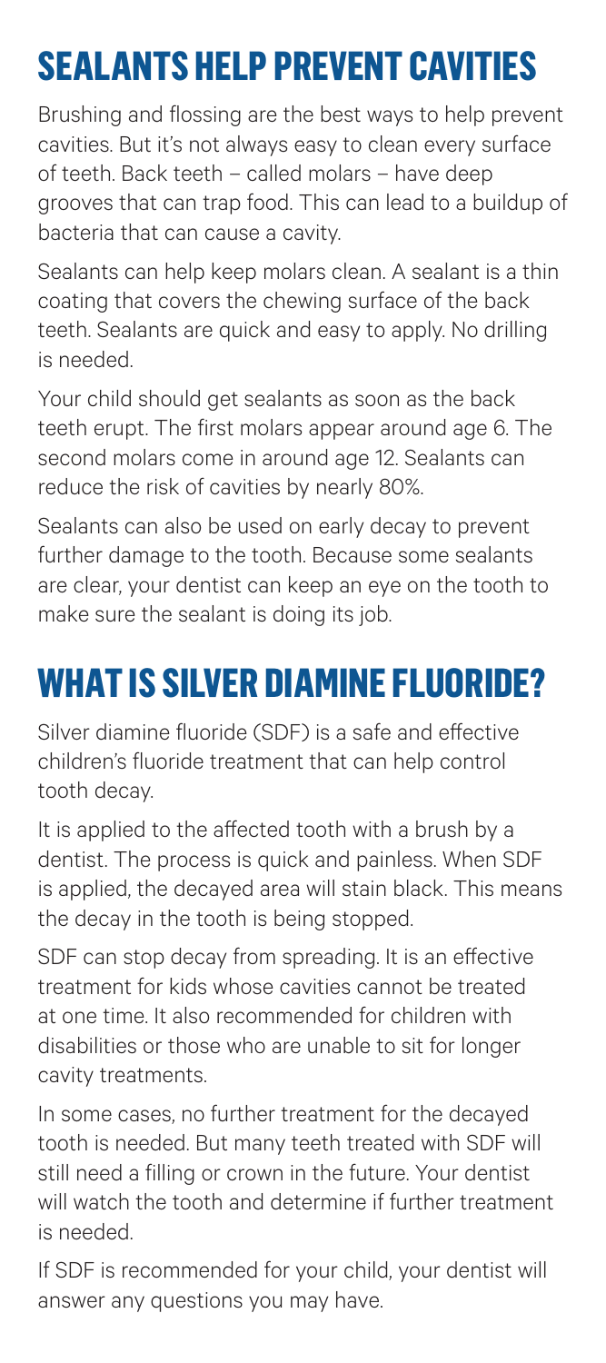## SEALANTS HELP PREVENT CAVITIES

Brushing and flossing are the best ways to help prevent cavities. But it's not always easy to clean every surface of teeth. Back teeth – called molars – have deep grooves that can trap food. This can lead to a buildup of bacteria that can cause a cavity.

Sealants can help keep molars clean. A sealant is a thin coating that covers the chewing surface of the back teeth. Sealants are quick and easy to apply. No drilling is needed.

Your child should get sealants as soon as the back teeth erupt. The first molars appear around age 6. The second molars come in around age 12. Sealants can reduce the risk of cavities by nearly 80%.

Sealants can also be used on early decay to prevent further damage to the tooth. Because some sealants are clear, your dentist can keep an eye on the tooth to make sure the sealant is doing its job.

## WHAT IS SILVER DIAMINE FLUORIDE?

Silver diamine fluoride (SDF) is a safe and effective children's fluoride treatment that can help control tooth decay.

It is applied to the affected tooth with a brush by a dentist. The process is quick and painless. When SDF is applied, the decayed area will stain black. This means the decay in the tooth is being stopped.

SDF can stop decay from spreading. It is an effective treatment for kids whose cavities cannot be treated at one time. It also recommended for children with disabilities or those who are unable to sit for longer cavity treatments.

In some cases, no further treatment for the decayed tooth is needed. But many teeth treated with SDF will still need a filling or crown in the future. Your dentist will watch the tooth and determine if further treatment is needed.

If SDF is recommended for your child, your dentist will answer any questions you may have.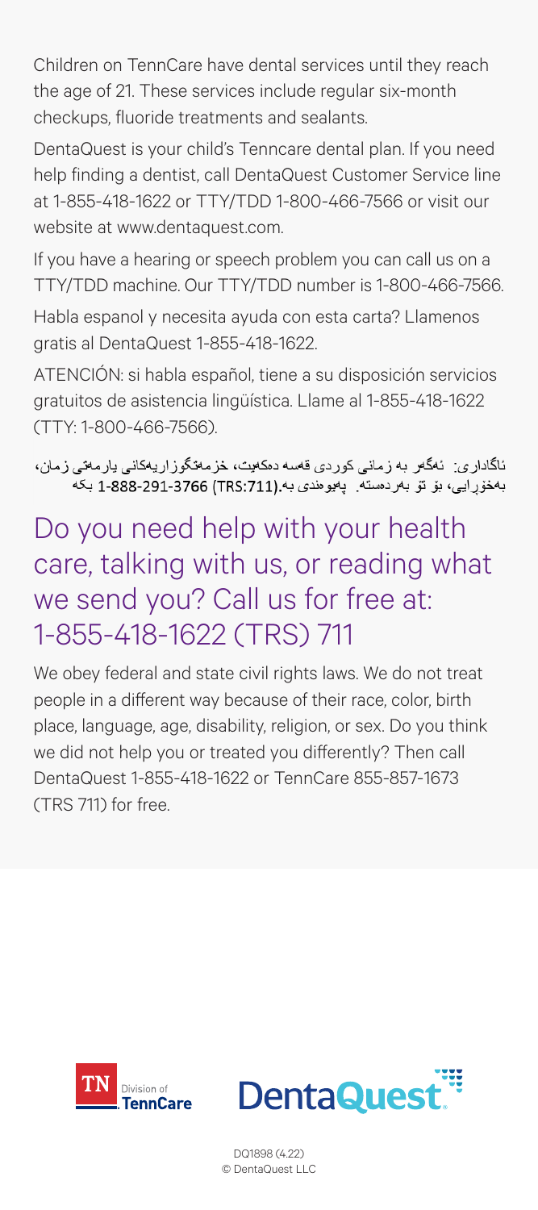Children on TennCare have dental services until they reach the age of 21. These services include regular six-month checkups, fluoride treatments and sealants.

DentaQuest is your child's Tenncare dental plan. If you need help finding a dentist, call DentaQuest Customer Service line at 1-855-418-1622 or TTY/TDD 1-800-466-7566 or visit our website at www.dentaquest.com.

If you have a hearing or speech problem you can call us on a TTY/TDD machine. Our TTY/TDD number is 1-800-466-7566.

Habla espanol y necesita ayuda con esta carta? Llamenos gratis al DentaQuest 1-855-418-1622.

ATENCIÓN: si habla español, tiene a su disposición servicios gratuitos de asistencia lingüística. Llame al 1-855-418-1622 (TTY: 1-800-466-7566).

ئاگاداری: ئەگەر بە زمانی کوردی قسە دەکەیت، خزمەتگوزاریەکانی یارمەتی زمان، بەخۆڕایی، بۆ تۆ بەردەستە. پەیوەندی بە 1-888-291-3766 (TRS:711) بکە

## Do you need help with your health care, talking with us, or reading what we send you? Call us for free at: 1-855-418-1622 (TRS) 711

We obey federal and state civil rights laws. We do not treat people in a different way because of their race, color, birth place, language, age, disability, religion, or sex. Do you think we did not help you or treated you differently? Then call DentaQuest 1-855-418-1622 or TennCare 855-857-1673 (TRS 711) for free.

TN Division of TennCare

DentaQuest

DQ1898 (4.22)
© DentaQuest LLC